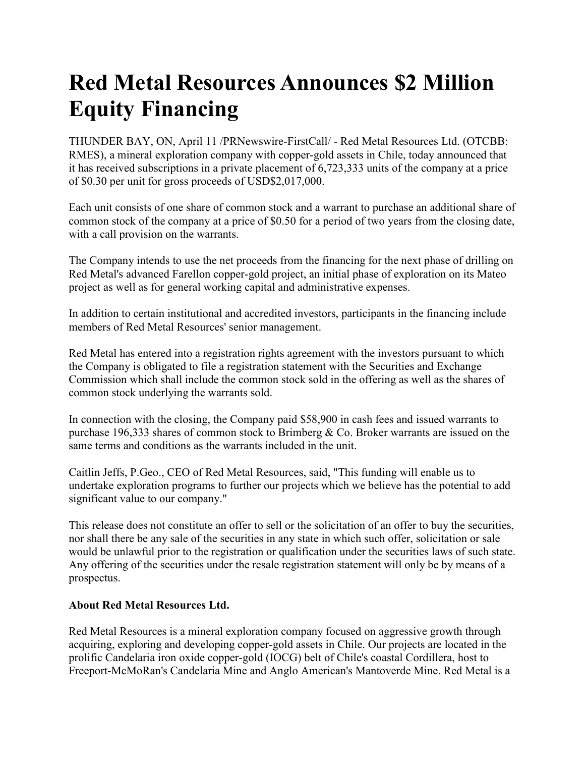# Red Metal Resources Announces $2 Million Equity Financing

THUNDER BAY, ON, April 11 /PRNewswire-FirstCall/ - Red Metal Resources Ltd. (OTCBB: RMES), a mineral exploration company with copper-gold assets in Chile, today announced that it has received subscriptions in a private placement of 6,723,333 units of the company at a price of $0.30 per unit for gross proceeds of USD$2,017,000.

Each unit consists of one share of common stock and a warrant to purchase an additional share of common stock of the company at a price of $0.50 for a period of two years from the closing date, with a call provision on the warrants.

The Company intends to use the net proceeds from the financing for the next phase of drilling on Red Metal's advanced Farellon copper-gold project, an initial phase of exploration on its Mateo project as well as for general working capital and administrative expenses.

In addition to certain institutional and accredited investors, participants in the financing include members of Red Metal Resources' senior management.

Red Metal has entered into a registration rights agreement with the investors pursuant to which the Company is obligated to file a registration statement with the Securities and Exchange Commission which shall include the common stock sold in the offering as well as the shares of common stock underlying the warrants sold.

In connection with the closing, the Company paid $58,900 in cash fees and issued warrants to purchase 196,333 shares of common stock to Brimberg & Co. Broker warrants are issued on the same terms and conditions as the warrants included in the unit.

Caitlin Jeffs, P.Geo., CEO of Red Metal Resources, said, "This funding will enable us to undertake exploration programs to further our projects which we believe has the potential to add significant value to our company."

This release does not constitute an offer to sell or the solicitation of an offer to buy the securities, nor shall there be any sale of the securities in any state in which such offer, solicitation or sale would be unlawful prior to the registration or qualification under the securities laws of such state. Any offering of the securities under the resale registration statement will only be by means of a prospectus.

**About Red Metal Resources Ltd.**

Red Metal Resources is a mineral exploration company focused on aggressive growth through acquiring, exploring and developing copper-gold assets in Chile. Our projects are located in the prolific Candelaria iron oxide copper-gold (IOCG) belt of Chile's coastal Cordillera, host to Freeport-McMoRan's Candelaria Mine and Anglo American's Mantoverde Mine. Red Metal is a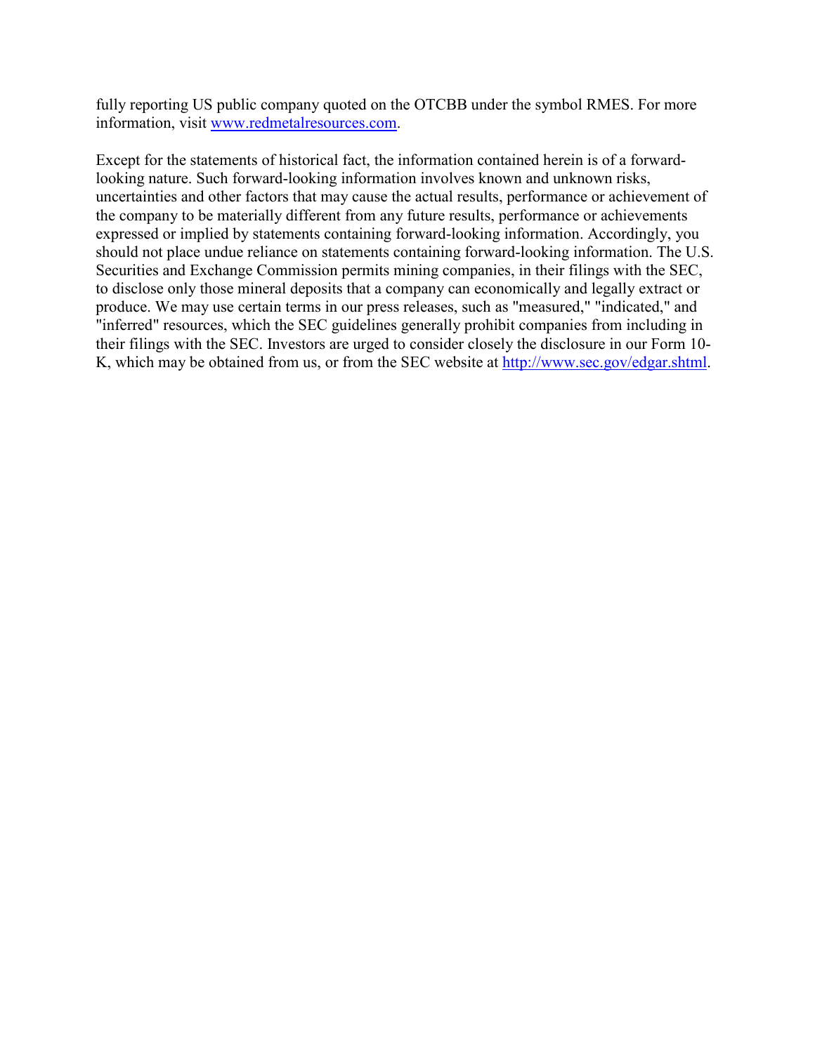fully reporting US public company quoted on the OTCBB under the symbol RMES. For more information, visit [www.redmetalresources.com](http://www.redmetalresources.com).

Except for the statements of historical fact, the information contained herein is of a forward-looking nature. Such forward-looking information involves known and unknown risks, uncertainties and other factors that may cause the actual results, performance or achievement of the company to be materially different from any future results, performance or achievements expressed or implied by statements containing forward-looking information. Accordingly, you should not place undue reliance on statements containing forward-looking information. The U.S. Securities and Exchange Commission permits mining companies, in their filings with the SEC, to disclose only those mineral deposits that a company can economically and legally extract or produce. We may use certain terms in our press releases, such as "measured," "indicated," and "inferred" resources, which the SEC guidelines generally prohibit companies from including in their filings with the SEC. Investors are urged to consider closely the disclosure in our Form 10-K, which may be obtained from us, or from the SEC website at [http://www.sec.gov/edgar.shtml](http://www.sec.gov/edgar.shtml).